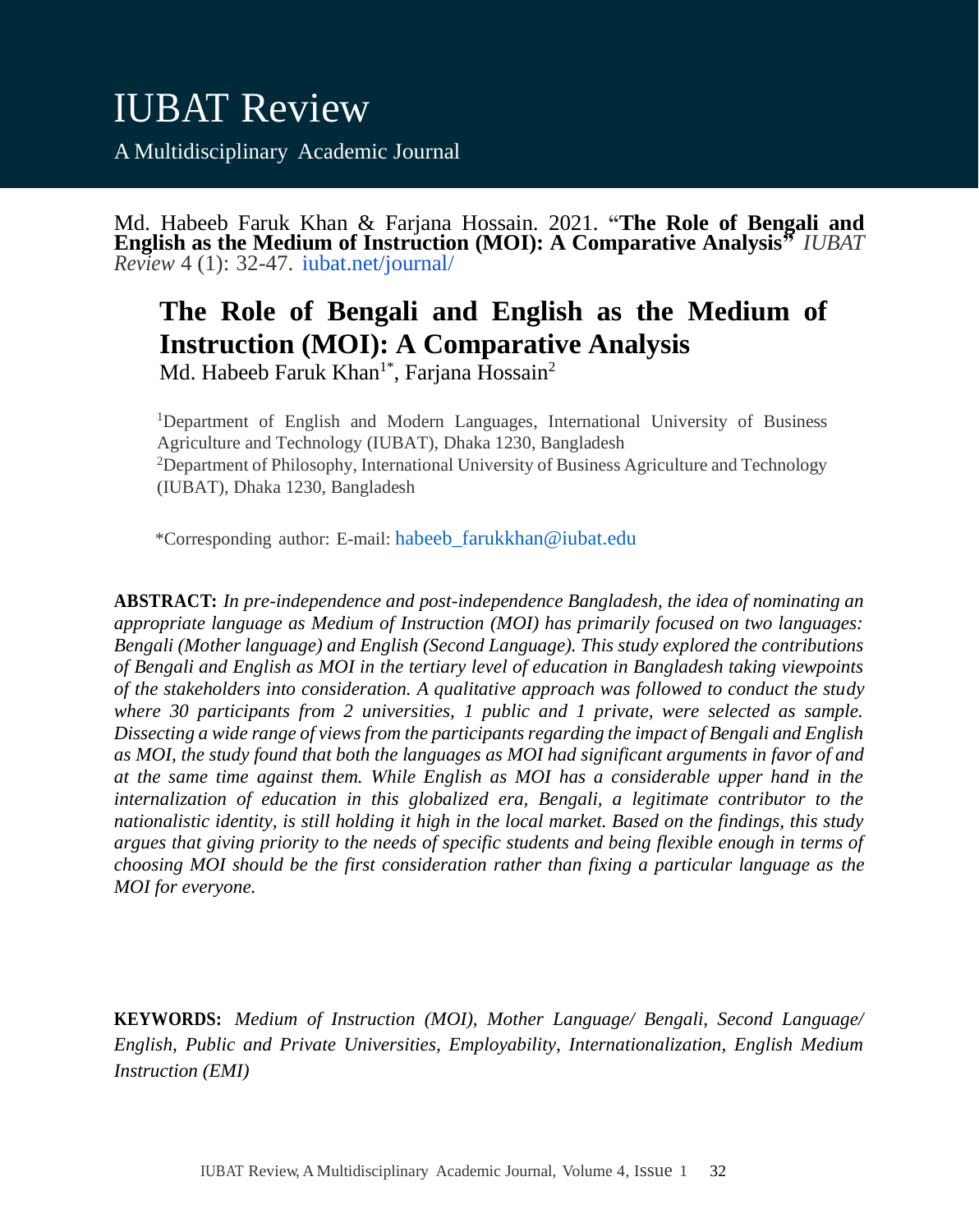# IUBAT Review

A Multidisciplinary Academic Journal

Md. Habeeb Faruk Khan & Farjana Hossain. 2021. "**The Role of Bengali and English as the Medium of Instruction (MOI): A Comparative Analysis**" *IUBAT Review* 4 (1): 32-47. iubat.net/journal/

## The Role of Bengali and English as the Medium of Instruction (MOI): A Comparative Analysis

Md. Habeeb Faruk Khan[1*], Farjana Hossain[2]

[1]Department of English and Modern Languages, International University of Business Agriculture and Technology (IUBAT), Dhaka 1230, Bangladesh

[2]Department of Philosophy, International University of Business Agriculture and Technology (IUBAT), Dhaka 1230, Bangladesh

*Corresponding author: E-mail: habeeb_farukkhan@iubat.edu

**ABSTRACT:** *In pre-independence and post-independence Bangladesh, the idea of nominating an appropriate language as Medium of Instruction (MOI) has primarily focused on two languages: Bengali (Mother language) and English (Second Language). This study explored the contributions of Bengali and English as MOI in the tertiary level of education in Bangladesh taking viewpoints of the stakeholders into consideration. A qualitative approach was followed to conduct the study where 30 participants from 2 universities, 1 public and 1 private, were selected as sample. Dissecting a wide range of views from the participants regarding the impact of Bengali and English as MOI, the study found that both the languages as MOI had significant arguments in favor of and at the same time against them. While English as MOI has a considerable upper hand in the internalization of education in this globalized era, Bengali, a legitimate contributor to the nationalistic identity, is still holding it high in the local market. Based on the findings, this study argues that giving priority to the needs of specific students and being flexible enough in terms of choosing MOI should be the first consideration rather than fixing a particular language as the MOI for everyone.*

**KEYWORDS:** *Medium of Instruction (MOI), Mother Language/ Bengali, Second Language/ English, Public and Private Universities, Employability, Internationalization, English Medium Instruction (EMI)*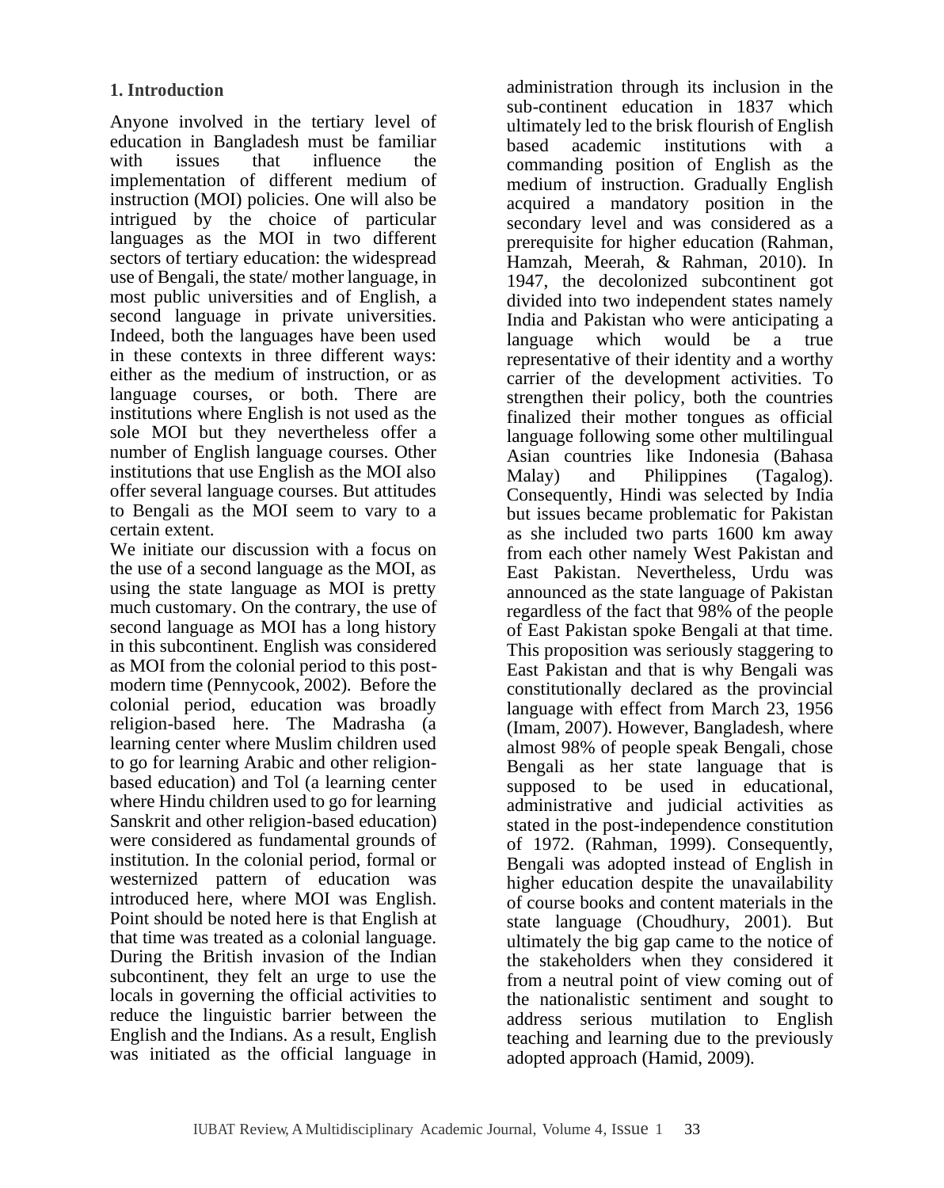## 1. Introduction

Anyone involved in the tertiary level of education in Bangladesh must be familiar with issues that influence the implementation of different medium of instruction (MOI) policies. One will also be intrigued by the choice of particular languages as the MOI in two different sectors of tertiary education: the widespread use of Bengali, the state/ mother language, in most public universities and of English, a second language in private universities. Indeed, both the languages have been used in these contexts in three different ways: either as the medium of instruction, or as language courses, or both. There are institutions where English is not used as the sole MOI but they nevertheless offer a number of English language courses. Other institutions that use English as the MOI also offer several language courses. But attitudes to Bengali as the MOI seem to vary to a certain extent.

We initiate our discussion with a focus on the use of a second language as the MOI, as using the state language as MOI is pretty much customary. On the contrary, the use of second language as MOI has a long history in this subcontinent. English was considered as MOI from the colonial period to this post-modern time (Pennycook, 2002). Before the colonial period, education was broadly religion-based here. The Madrasha (a learning center where Muslim children used to go for learning Arabic and other religion-based education) and Tol (a learning center where Hindu children used to go for learning Sanskrit and other religion-based education) were considered as fundamental grounds of institution. In the colonial period, formal or westernized pattern of education was introduced here, where MOI was English. Point should be noted here is that English at that time was treated as a colonial language. During the British invasion of the Indian subcontinent, they felt an urge to use the locals in governing the official activities to reduce the linguistic barrier between the English and the Indians. As a result, English was initiated as the official language in administration through its inclusion in the sub-continent education in 1837 which ultimately led to the brisk flourish of English based academic institutions with a commanding position of English as the medium of instruction. Gradually English acquired a mandatory position in the secondary level and was considered as a prerequisite for higher education (Rahman, Hamzah, Meerah, & Rahman, 2010). In 1947, the decolonized subcontinent got divided into two independent states namely India and Pakistan who were anticipating a language which would be a true representative of their identity and a worthy carrier of the development activities. To strengthen their policy, both the countries finalized their mother tongues as official language following some other multilingual Asian countries like Indonesia (Bahasa Malay) and Philippines (Tagalog). Consequently, Hindi was selected by India but issues became problematic for Pakistan as she included two parts 1600 km away from each other namely West Pakistan and East Pakistan. Nevertheless, Urdu was announced as the state language of Pakistan regardless of the fact that 98% of the people of East Pakistan spoke Bengali at that time. This proposition was seriously staggering to East Pakistan and that is why Bengali was constitutionally declared as the provincial language with effect from March 23, 1956 (Imam, 2007). However, Bangladesh, where almost 98% of people speak Bengali, chose Bengali as her state language that is supposed to be used in educational, administrative and judicial activities as stated in the post-independence constitution of 1972. (Rahman, 1999). Consequently, Bengali was adopted instead of English in higher education despite the unavailability of course books and content materials in the state language (Choudhury, 2001). But ultimately the big gap came to the notice of the stakeholders when they considered it from a neutral point of view coming out of the nationalistic sentiment and sought to address serious mutilation to English teaching and learning due to the previously adopted approach (Hamid, 2009).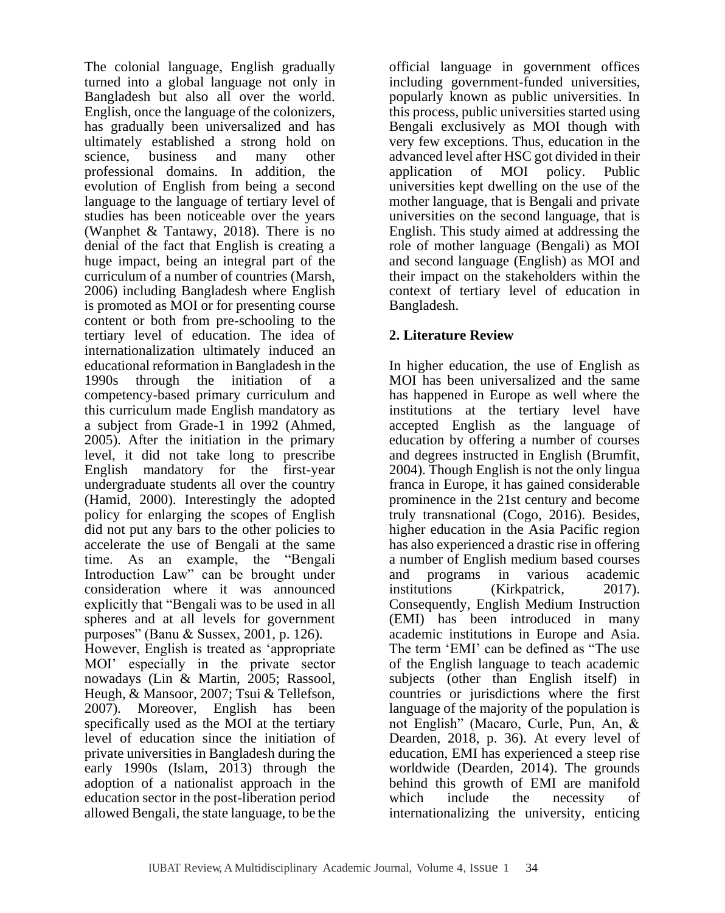The colonial language, English gradually turned into a global language not only in Bangladesh but also all over the world. English, once the language of the colonizers, has gradually been universalized and has ultimately established a strong hold on science, business and many other professional domains. In addition, the evolution of English from being a second language to the language of tertiary level of studies has been noticeable over the years (Wanphet & Tantawy, 2018). There is no denial of the fact that English is creating a huge impact, being an integral part of the curriculum of a number of countries (Marsh, 2006) including Bangladesh where English is promoted as MOI or for presenting course content or both from pre-schooling to the tertiary level of education. The idea of internationalization ultimately induced an educational reformation in Bangladesh in the 1990s through the initiation of a competency-based primary curriculum and this curriculum made English mandatory as a subject from Grade-1 in 1992 (Ahmed, 2005). After the initiation in the primary level, it did not take long to prescribe English mandatory for the first-year undergraduate students all over the country (Hamid, 2000). Interestingly the adopted policy for enlarging the scopes of English did not put any bars to the other policies to accelerate the use of Bengali at the same time. As an example, the "Bengali Introduction Law" can be brought under consideration where it was announced explicitly that "Bengali was to be used in all spheres and at all levels for government purposes" (Banu & Sussex, 2001, p. 126).

However, English is treated as 'appropriate MOI' especially in the private sector nowadays (Lin & Martin, 2005; Rassool, Heugh, & Mansoor, 2007; Tsui & Tellefson, 2007). Moreover, English has been specifically used as the MOI at the tertiary level of education since the initiation of private universities in Bangladesh during the early 1990s (Islam, 2013) through the adoption of a nationalist approach in the education sector in the post-liberation period allowed Bengali, the state language, to be the official language in government offices including government-funded universities, popularly known as public universities. In this process, public universities started using Bengali exclusively as MOI though with very few exceptions. Thus, education in the advanced level after HSC got divided in their application of MOI policy. Public universities kept dwelling on the use of the mother language, that is Bengali and private universities on the second language, that is English. This study aimed at addressing the role of mother language (Bengali) as MOI and second language (English) as MOI and their impact on the stakeholders within the context of tertiary level of education in Bangladesh.

## 2. Literature Review

In higher education, the use of English as MOI has been universalized and the same has happened in Europe as well where the institutions at the tertiary level have accepted English as the language of education by offering a number of courses and degrees instructed in English (Brumfit, 2004). Though English is not the only lingua franca in Europe, it has gained considerable prominence in the 21st century and become truly transnational (Cogo, 2016). Besides, higher education in the Asia Pacific region has also experienced a drastic rise in offering a number of English medium based courses and programs in various academic institutions (Kirkpatrick, 2017). Consequently, English Medium Instruction (EMI) has been introduced in many academic institutions in Europe and Asia. The term 'EMI' can be defined as "The use of the English language to teach academic subjects (other than English itself) in countries or jurisdictions where the first language of the majority of the population is not English" (Macaro, Curle, Pun, An, & Dearden, 2018, p. 36). At every level of education, EMI has experienced a steep rise worldwide (Dearden, 2014). The grounds behind this growth of EMI are manifold which include the necessity of internationalizing the university, enticing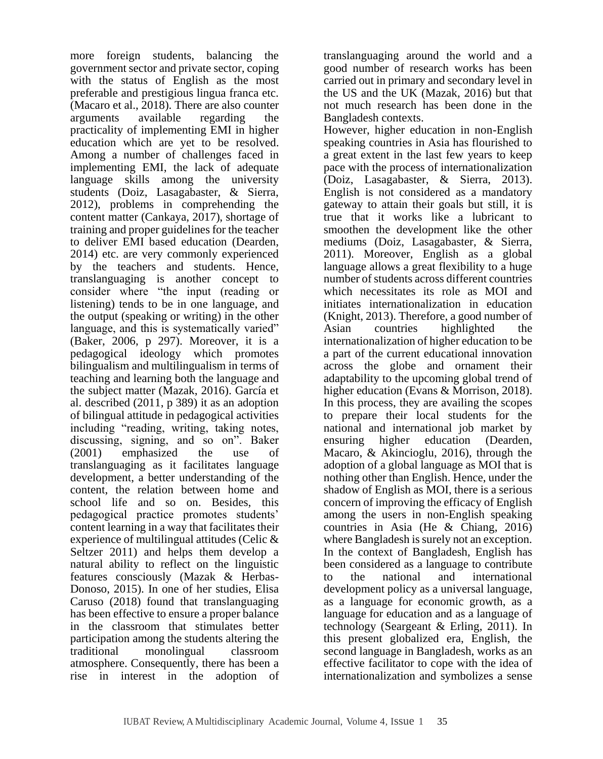more foreign students, balancing the government sector and private sector, coping with the status of English as the most preferable and prestigious lingua franca etc. (Macaro et al., 2018). There are also counter arguments available regarding the practicality of implementing EMI in higher education which are yet to be resolved. Among a number of challenges faced in implementing EMI, the lack of adequate language skills among the university students (Doiz, Lasagabaster, & Sierra, 2012), problems in comprehending the content matter (Cankaya, 2017), shortage of training and proper guidelines for the teacher to deliver EMI based education (Dearden, 2014) etc. are very commonly experienced by the teachers and students. Hence, translanguaging is another concept to consider where "the input (reading or listening) tends to be in one language, and the output (speaking or writing) in the other language, and this is systematically varied" (Baker, 2006, p 297). Moreover, it is a pedagogical ideology which promotes bilingualism and multilingualism in terms of teaching and learning both the language and the subject matter (Mazak, 2016). García et al. described (2011, p 389) it as an adoption of bilingual attitude in pedagogical activities including "reading, writing, taking notes, discussing, signing, and so on". Baker (2001) emphasized the use of translanguaging as it facilitates language development, a better understanding of the content, the relation between home and school life and so on. Besides, this pedagogical practice promotes students' content learning in a way that facilitates their experience of multilingual attitudes (Celic & Seltzer 2011) and helps them develop a natural ability to reflect on the linguistic features consciously (Mazak & Herbas-Donoso, 2015). In one of her studies, Elisa Caruso (2018) found that translanguaging has been effective to ensure a proper balance in the classroom that stimulates better participation among the students altering the traditional monolingual classroom atmosphere. Consequently, there has been a rise in interest in the adoption of translanguaging around the world and a good number of research works has been carried out in primary and secondary level in the US and the UK (Mazak, 2016) but that not much research has been done in the Bangladesh contexts.

However, higher education in non-English speaking countries in Asia has flourished to a great extent in the last few years to keep pace with the process of internationalization (Doiz, Lasagabaster, & Sierra, 2013). English is not considered as a mandatory gateway to attain their goals but still, it is true that it works like a lubricant to smoothen the development like the other mediums (Doiz, Lasagabaster, & Sierra, 2011). Moreover, English as a global language allows a great flexibility to a huge number of students across different countries which necessitates its role as MOI and initiates internationalization in education (Knight, 2013). Therefore, a good number of Asian countries highlighted the internationalization of higher education to be a part of the current educational innovation across the globe and ornament their adaptability to the upcoming global trend of higher education (Evans & Morrison, 2018). In this process, they are availing the scopes to prepare their local students for the national and international job market by ensuring higher education (Dearden, Macaro, & Akincioglu, 2016), through the adoption of a global language as MOI that is nothing other than English. Hence, under the shadow of English as MOI, there is a serious concern of improving the efficacy of English among the users in non-English speaking countries in Asia (He & Chiang, 2016) where Bangladesh is surely not an exception. In the context of Bangladesh, English has been considered as a language to contribute to the national and international development policy as a universal language, as a language for economic growth, as a language for education and as a language of technology (Seargeant & Erling, 2011). In this present globalized era, English, the second language in Bangladesh, works as an effective facilitator to cope with the idea of internationalization and symbolizes a sense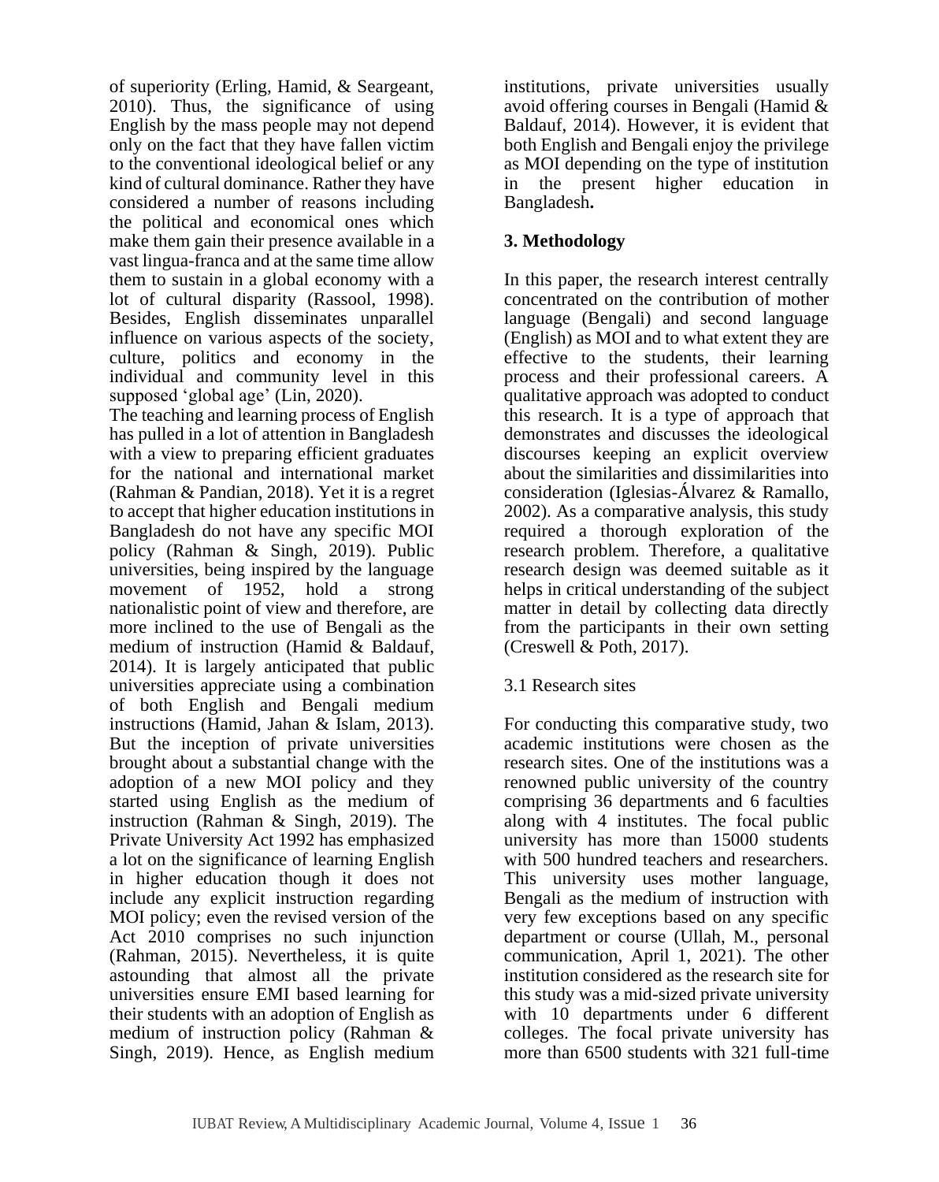of superiority (Erling, Hamid, & Seargeant, 2010). Thus, the significance of using English by the mass people may not depend only on the fact that they have fallen victim to the conventional ideological belief or any kind of cultural dominance. Rather they have considered a number of reasons including the political and economical ones which make them gain their presence available in a vast lingua-franca and at the same time allow them to sustain in a global economy with a lot of cultural disparity (Rassool, 1998). Besides, English disseminates unparallel influence on various aspects of the society, culture, politics and economy in the individual and community level in this supposed 'global age' (Lin, 2020).

The teaching and learning process of English has pulled in a lot of attention in Bangladesh with a view to preparing efficient graduates for the national and international market (Rahman & Pandian, 2018). Yet it is a regret to accept that higher education institutions in Bangladesh do not have any specific MOI policy (Rahman & Singh, 2019). Public universities, being inspired by the language movement of 1952, hold a strong nationalistic point of view and therefore, are more inclined to the use of Bengali as the medium of instruction (Hamid & Baldauf, 2014). It is largely anticipated that public universities appreciate using a combination of both English and Bengali medium instructions (Hamid, Jahan & Islam, 2013). But the inception of private universities brought about a substantial change with the adoption of a new MOI policy and they started using English as the medium of instruction (Rahman & Singh, 2019). The Private University Act 1992 has emphasized a lot on the significance of learning English in higher education though it does not include any explicit instruction regarding MOI policy; even the revised version of the Act 2010 comprises no such injunction (Rahman, 2015). Nevertheless, it is quite astounding that almost all the private universities ensure EMI based learning for their students with an adoption of English as medium of instruction policy (Rahman & Singh, 2019). Hence, as English medium institutions, private universities usually avoid offering courses in Bengali (Hamid & Baldauf, 2014). However, it is evident that both English and Bengali enjoy the privilege as MOI depending on the type of institution in the present higher education in Bangladesh.

## 3. Methodology

In this paper, the research interest centrally concentrated on the contribution of mother language (Bengali) and second language (English) as MOI and to what extent they are effective to the students, their learning process and their professional careers. A qualitative approach was adopted to conduct this research. It is a type of approach that demonstrates and discusses the ideological discourses keeping an explicit overview about the similarities and dissimilarities into consideration (Iglesias-Álvarez & Ramallo, 2002). As a comparative analysis, this study required a thorough exploration of the research problem. Therefore, a qualitative research design was deemed suitable as it helps in critical understanding of the subject matter in detail by collecting data directly from the participants in their own setting (Creswell & Poth, 2017).

### 3.1 Research sites

For conducting this comparative study, two academic institutions were chosen as the research sites. One of the institutions was a renowned public university of the country comprising 36 departments and 6 faculties along with 4 institutes. The focal public university has more than 15000 students with 500 hundred teachers and researchers. This university uses mother language, Bengali as the medium of instruction with very few exceptions based on any specific department or course (Ullah, M., personal communication, April 1, 2021). The other institution considered as the research site for this study was a mid-sized private university with 10 departments under 6 different colleges. The focal private university has more than 6500 students with 321 full-time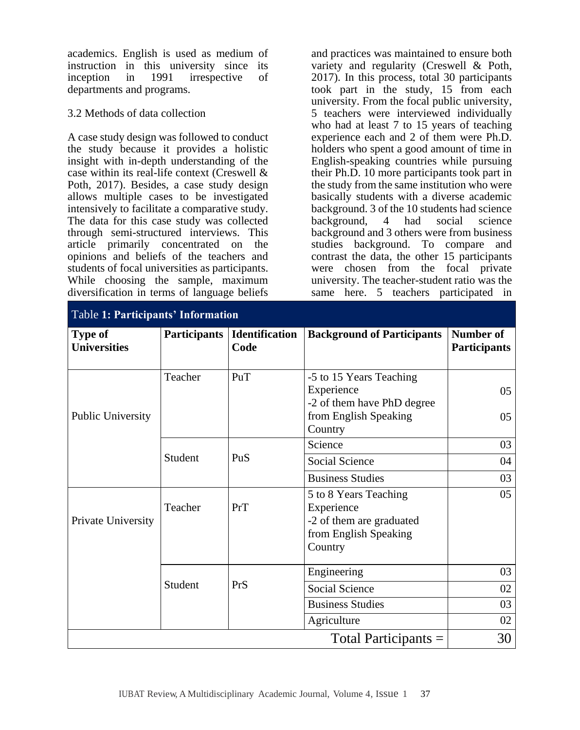academics. English is used as medium of instruction in this university since its inception in 1991 irrespective of departments and programs.

### 3.2 Methods of data collection

A case study design was followed to conduct the study because it provides a holistic insight with in-depth understanding of the case within its real-life context (Creswell & Poth, 2017). Besides, a case study design allows multiple cases to be investigated intensively to facilitate a comparative study. The data for this case study was collected through semi-structured interviews. This article primarily concentrated on the opinions and beliefs of the teachers and students of focal universities as participants. While choosing the sample, maximum diversification in terms of language beliefs and practices was maintained to ensure both variety and regularity (Creswell & Poth, 2017). In this process, total 30 participants took part in the study, 15 from each university. From the focal public university, 5 teachers were interviewed individually who had at least 7 to 15 years of teaching experience each and 2 of them were Ph.D. holders who spent a good amount of time in English-speaking countries while pursuing their Ph.D. 10 more participants took part in the study from the same institution who were basically students with a diverse academic background. 3 of the 10 students had science background, 4 had social science background and 3 others were from business studies background. To compare and contrast the data, the other 15 participants were chosen from the focal private university. The teacher-student ratio was the same here. 5 teachers participated in

Table **1: Participants' Information**

| Type of Universities | Participants | Identification Code | Background of Participants | Number of Participants |
|---|---|---|---|---|
| Public University | Teacher | PuT | -5 to 15 Years Teaching Experience<br>-2 of them have PhD degree from English Speaking Country | 05<br>05 |
| | Student | PuS | Science | 03 |
| | | | Social Science | 04 |
| | | | Business Studies | 03 |
| Private University | Teacher | PrT | 5 to 8 Years Teaching Experience<br>-2 of them are graduated from English Speaking Country | 05 |
| | Student | PrS | Engineering | 03 |
| | | | Social Science | 02 |
| | | | Business Studies | 03 |
| | | | Agriculture | 02 |
| Total Participants = | | | | 30 |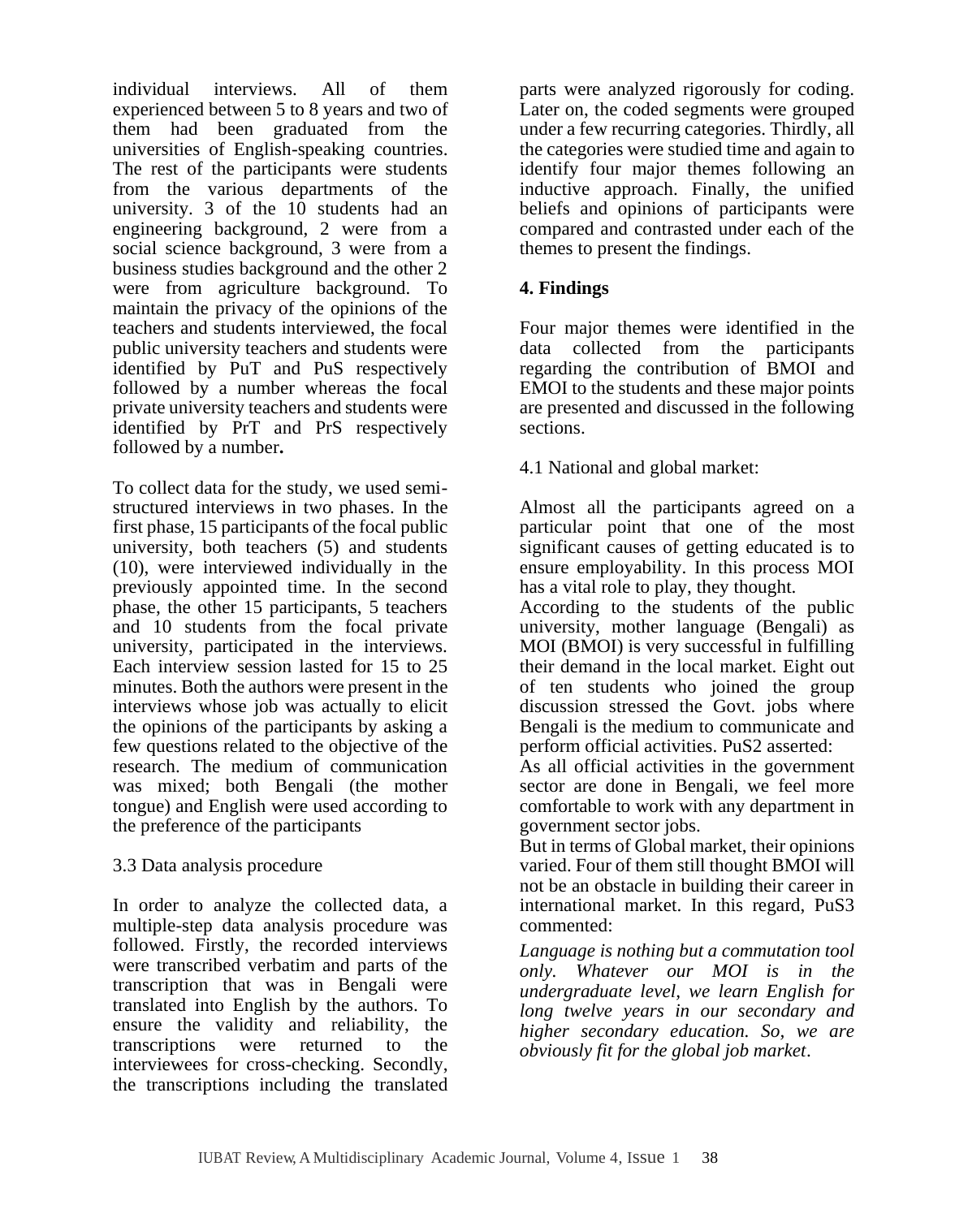individual interviews. All of them experienced between 5 to 8 years and two of them had been graduated from the universities of English-speaking countries. The rest of the participants were students from the various departments of the university. 3 of the 10 students had an engineering background, 2 were from a social science background, 3 were from a business studies background and the other 2 were from agriculture background. To maintain the privacy of the opinions of the teachers and students interviewed, the focal public university teachers and students were identified by PuT and PuS respectively followed by a number whereas the focal private university teachers and students were identified by PrT and PrS respectively followed by a number**.**

To collect data for the study, we used semi-structured interviews in two phases. In the first phase, 15 participants of the focal public university, both teachers (5) and students (10), were interviewed individually in the previously appointed time. In the second phase, the other 15 participants, 5 teachers and 10 students from the focal private university, participated in the interviews. Each interview session lasted for 15 to 25 minutes. Both the authors were present in the interviews whose job was actually to elicit the opinions of the participants by asking a few questions related to the objective of the research. The medium of communication was mixed; both Bengali (the mother tongue) and English were used according to the preference of the participants

3.3 Data analysis procedure

In order to analyze the collected data, a multiple-step data analysis procedure was followed. Firstly, the recorded interviews were transcribed verbatim and parts of the transcription that was in Bengali were translated into English by the authors. To ensure the validity and reliability, the transcriptions were returned to the interviewees for cross-checking. Secondly, the transcriptions including the translated parts were analyzed rigorously for coding. Later on, the coded segments were grouped under a few recurring categories. Thirdly, all the categories were studied time and again to identify four major themes following an inductive approach. Finally, the unified beliefs and opinions of participants were compared and contrasted under each of the themes to present the findings.

## 4. Findings

Four major themes were identified in the data collected from the participants regarding the contribution of BMOI and EMOI to the students and these major points are presented and discussed in the following sections.

4.1 National and global market:

Almost all the participants agreed on a particular point that one of the most significant causes of getting educated is to ensure employability. In this process MOI has a vital role to play, they thought.

According to the students of the public university, mother language (Bengali) as MOI (BMOI) is very successful in fulfilling their demand in the local market. Eight out of ten students who joined the group discussion stressed the Govt. jobs where Bengali is the medium to communicate and perform official activities. PuS2 asserted:

As all official activities in the government sector are done in Bengali, we feel more comfortable to work with any department in government sector jobs.

But in terms of Global market, their opinions varied. Four of them still thought BMOI will not be an obstacle in building their career in international market. In this regard, PuS3 commented:

*Language is nothing but a commutation tool only. Whatever our MOI is in the undergraduate level, we learn English for long twelve years in our secondary and higher secondary education. So, we are obviously fit for the global job market*.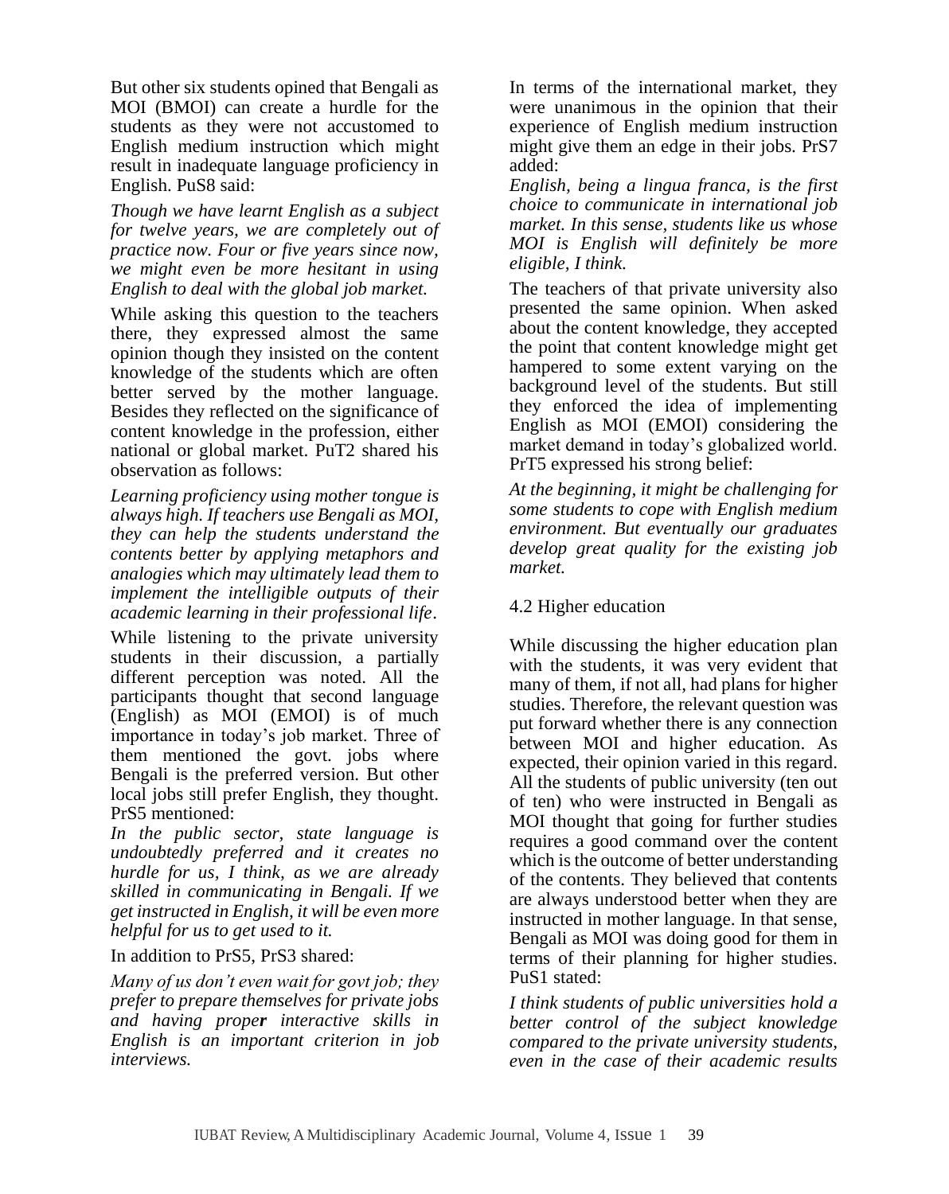But other six students opined that Bengali as MOI (BMOI) can create a hurdle for the students as they were not accustomed to English medium instruction which might result in inadequate language proficiency in English. PuS8 said:

*Though we have learnt English as a subject for twelve years, we are completely out of practice now. Four or five years since now, we might even be more hesitant in using English to deal with the global job market.*

While asking this question to the teachers there, they expressed almost the same opinion though they insisted on the content knowledge of the students which are often better served by the mother language. Besides they reflected on the significance of content knowledge in the profession, either national or global market. PuT2 shared his observation as follows:

*Learning proficiency using mother tongue is always high. If teachers use Bengali as MOI, they can help the students understand the contents better by applying metaphors and analogies which may ultimately lead them to implement the intelligible outputs of their academic learning in their professional life.*

While listening to the private university students in their discussion, a partially different perception was noted. All the participants thought that second language (English) as MOI (EMOI) is of much importance in today's job market. Three of them mentioned the govt. jobs where Bengali is the preferred version. But other local jobs still prefer English, they thought. PrS5 mentioned:

*In the public sector, state language is undoubtedly preferred and it creates no hurdle for us, I think, as we are already skilled in communicating in Bengali. If we get instructed in English, it will be even more helpful for us to get used to it.*

In addition to PrS5, PrS3 shared:

*Many of us don't even wait for govt job; they prefer to prepare themselves for private jobs and having proper interactive skills in English is an important criterion in job interviews.*

In terms of the international market, they were unanimous in the opinion that their experience of English medium instruction might give them an edge in their jobs. PrS7 added:

*English, being a lingua franca, is the first choice to communicate in international job market. In this sense, students like us whose MOI is English will definitely be more eligible, I think.*

The teachers of that private university also presented the same opinion. When asked about the content knowledge, they accepted the point that content knowledge might get hampered to some extent varying on the background level of the students. But still they enforced the idea of implementing English as MOI (EMOI) considering the market demand in today's globalized world. PrT5 expressed his strong belief:

*At the beginning, it might be challenging for some students to cope with English medium environment. But eventually our graduates develop great quality for the existing job market.*

## 4.2 Higher education

While discussing the higher education plan with the students, it was very evident that many of them, if not all, had plans for higher studies. Therefore, the relevant question was put forward whether there is any connection between MOI and higher education. As expected, their opinion varied in this regard. All the students of public university (ten out of ten) who were instructed in Bengali as MOI thought that going for further studies requires a good command over the content which is the outcome of better understanding of the contents. They believed that contents are always understood better when they are instructed in mother language. In that sense, Bengali as MOI was doing good for them in terms of their planning for higher studies. PuS1 stated:

*I think students of public universities hold a better control of the subject knowledge compared to the private university students, even in the case of their academic results*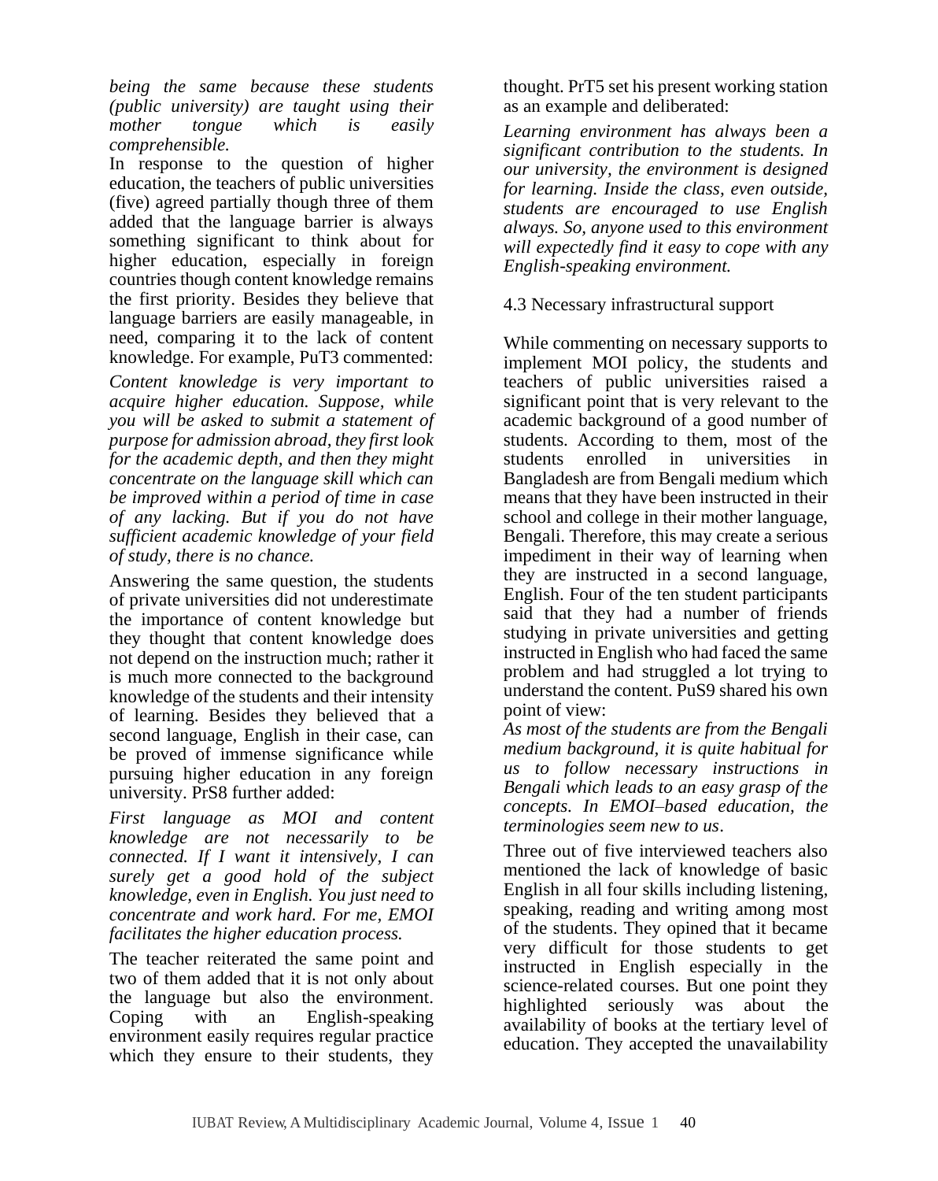*being the same because these students (public university) are taught using their mother tongue which is easily comprehensible.*

In response to the question of higher education, the teachers of public universities (five) agreed partially though three of them added that the language barrier is always something significant to think about for higher education, especially in foreign countries though content knowledge remains the first priority. Besides they believe that language barriers are easily manageable, in need, comparing it to the lack of content knowledge. For example, PuT3 commented:

*Content knowledge is very important to acquire higher education. Suppose, while you will be asked to submit a statement of purpose for admission abroad, they first look for the academic depth, and then they might concentrate on the language skill which can be improved within a period of time in case of any lacking. But if you do not have sufficient academic knowledge of your field of study, there is no chance.*

Answering the same question, the students of private universities did not underestimate the importance of content knowledge but they thought that content knowledge does not depend on the instruction much; rather it is much more connected to the background knowledge of the students and their intensity of learning. Besides they believed that a second language, English in their case, can be proved of immense significance while pursuing higher education in any foreign university. PrS8 further added:

*First language as MOI and content knowledge are not necessarily to be connected. If I want it intensively, I can surely get a good hold of the subject knowledge, even in English. You just need to concentrate and work hard. For me, EMOI facilitates the higher education process.*

The teacher reiterated the same point and two of them added that it is not only about the language but also the environment. Coping with an English-speaking environment easily requires regular practice which they ensure to their students, they thought. PrT5 set his present working station as an example and deliberated:

*Learning environment has always been a significant contribution to the students. In our university, the environment is designed for learning. Inside the class, even outside, students are encouraged to use English always. So, anyone used to this environment will expectedly find it easy to cope with any English-speaking environment.*

### 4.3 Necessary infrastructural support

While commenting on necessary supports to implement MOI policy, the students and teachers of public universities raised a significant point that is very relevant to the academic background of a good number of students. According to them, most of the students enrolled in universities in Bangladesh are from Bengali medium which means that they have been instructed in their school and college in their mother language, Bengali. Therefore, this may create a serious impediment in their way of learning when they are instructed in a second language, English. Four of the ten student participants said that they had a number of friends studying in private universities and getting instructed in English who had faced the same problem and had struggled a lot trying to understand the content. PuS9 shared his own point of view:

*As most of the students are from the Bengali medium background, it is quite habitual for us to follow necessary instructions in Bengali which leads to an easy grasp of the concepts. In EMOI–based education, the terminologies seem new to us*.

Three out of five interviewed teachers also mentioned the lack of knowledge of basic English in all four skills including listening, speaking, reading and writing among most of the students. They opined that it became very difficult for those students to get instructed in English especially in the science-related courses. But one point they highlighted seriously was about the availability of books at the tertiary level of education. They accepted the unavailability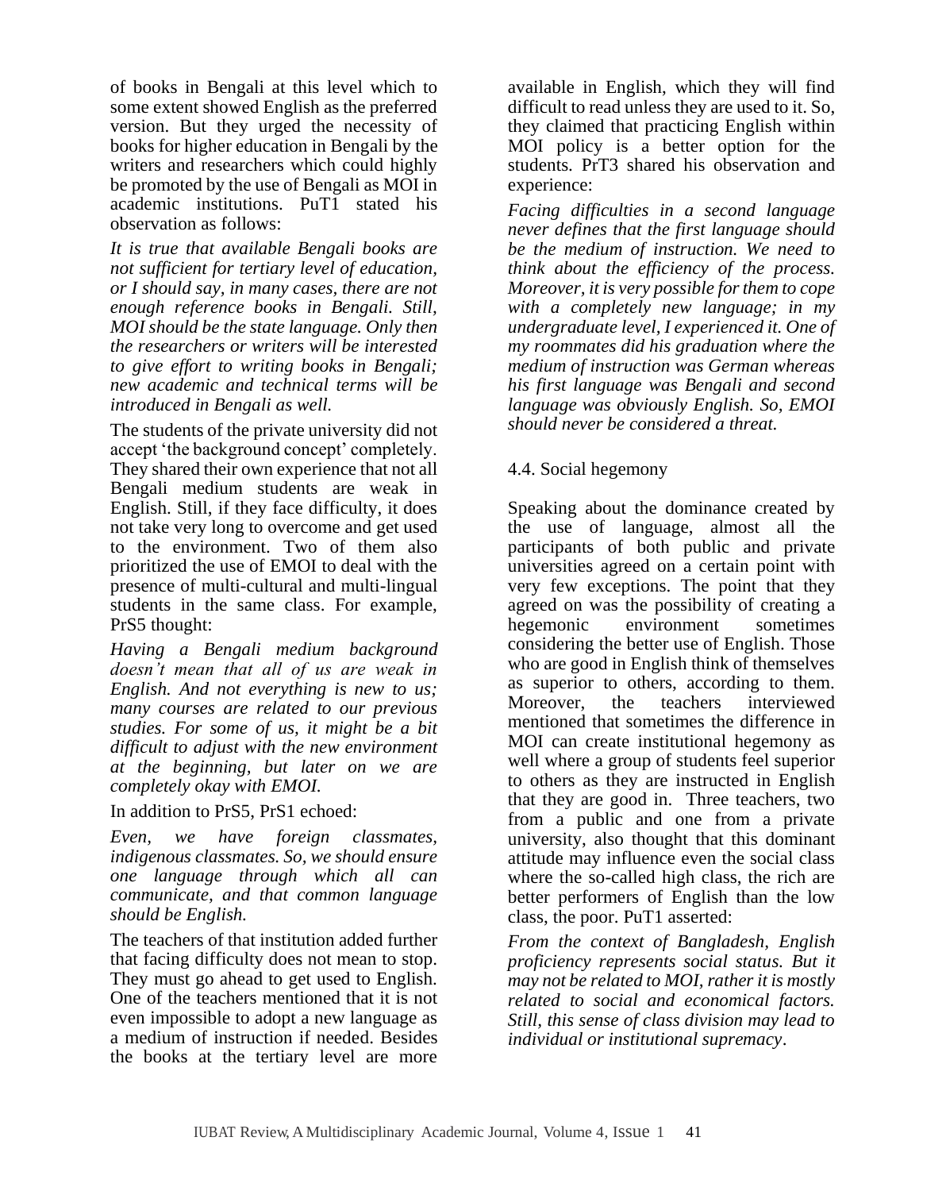of books in Bengali at this level which to some extent showed English as the preferred version. But they urged the necessity of books for higher education in Bengali by the writers and researchers which could highly be promoted by the use of Bengali as MOI in academic institutions. PuT1 stated his observation as follows:

*It is true that available Bengali books are not sufficient for tertiary level of education, or I should say, in many cases, there are not enough reference books in Bengali. Still, MOI should be the state language. Only then the researchers or writers will be interested to give effort to writing books in Bengali; new academic and technical terms will be introduced in Bengali as well.*

The students of the private university did not accept 'the background concept' completely. They shared their own experience that not all Bengali medium students are weak in English. Still, if they face difficulty, it does not take very long to overcome and get used to the environment. Two of them also prioritized the use of EMOI to deal with the presence of multi-cultural and multi-lingual students in the same class. For example, PrS5 thought:

*Having a Bengali medium background doesn't mean that all of us are weak in English. And not everything is new to us; many courses are related to our previous studies. For some of us, it might be a bit difficult to adjust with the new environment at the beginning, but later on we are completely okay with EMOI.*

In addition to PrS5, PrS1 echoed:

*Even, we have foreign classmates, indigenous classmates. So, we should ensure one language through which all can communicate, and that common language should be English.*

The teachers of that institution added further that facing difficulty does not mean to stop. They must go ahead to get used to English. One of the teachers mentioned that it is not even impossible to adopt a new language as a medium of instruction if needed. Besides the books at the tertiary level are more available in English, which they will find difficult to read unless they are used to it. So, they claimed that practicing English within MOI policy is a better option for the students. PrT3 shared his observation and experience:

*Facing difficulties in a second language never defines that the first language should be the medium of instruction. We need to think about the efficiency of the process. Moreover, it is very possible for them to cope with a completely new language; in my undergraduate level, I experienced it. One of my roommates did his graduation where the medium of instruction was German whereas his first language was Bengali and second language was obviously English. So, EMOI should never be considered a threat.*

### 4.4. Social hegemony

Speaking about the dominance created by the use of language, almost all the participants of both public and private universities agreed on a certain point with very few exceptions. The point that they agreed on was the possibility of creating a hegemonic environment sometimes considering the better use of English. Those who are good in English think of themselves as superior to others, according to them. Moreover, the teachers interviewed mentioned that sometimes the difference in MOI can create institutional hegemony as well where a group of students feel superior to others as they are instructed in English that they are good in. Three teachers, two from a public and one from a private university, also thought that this dominant attitude may influence even the social class where the so-called high class, the rich are better performers of English than the low class, the poor. PuT1 asserted:

*From the context of Bangladesh, English proficiency represents social status. But it may not be related to MOI, rather it is mostly related to social and economical factors. Still, this sense of class division may lead to individual or institutional supremacy.*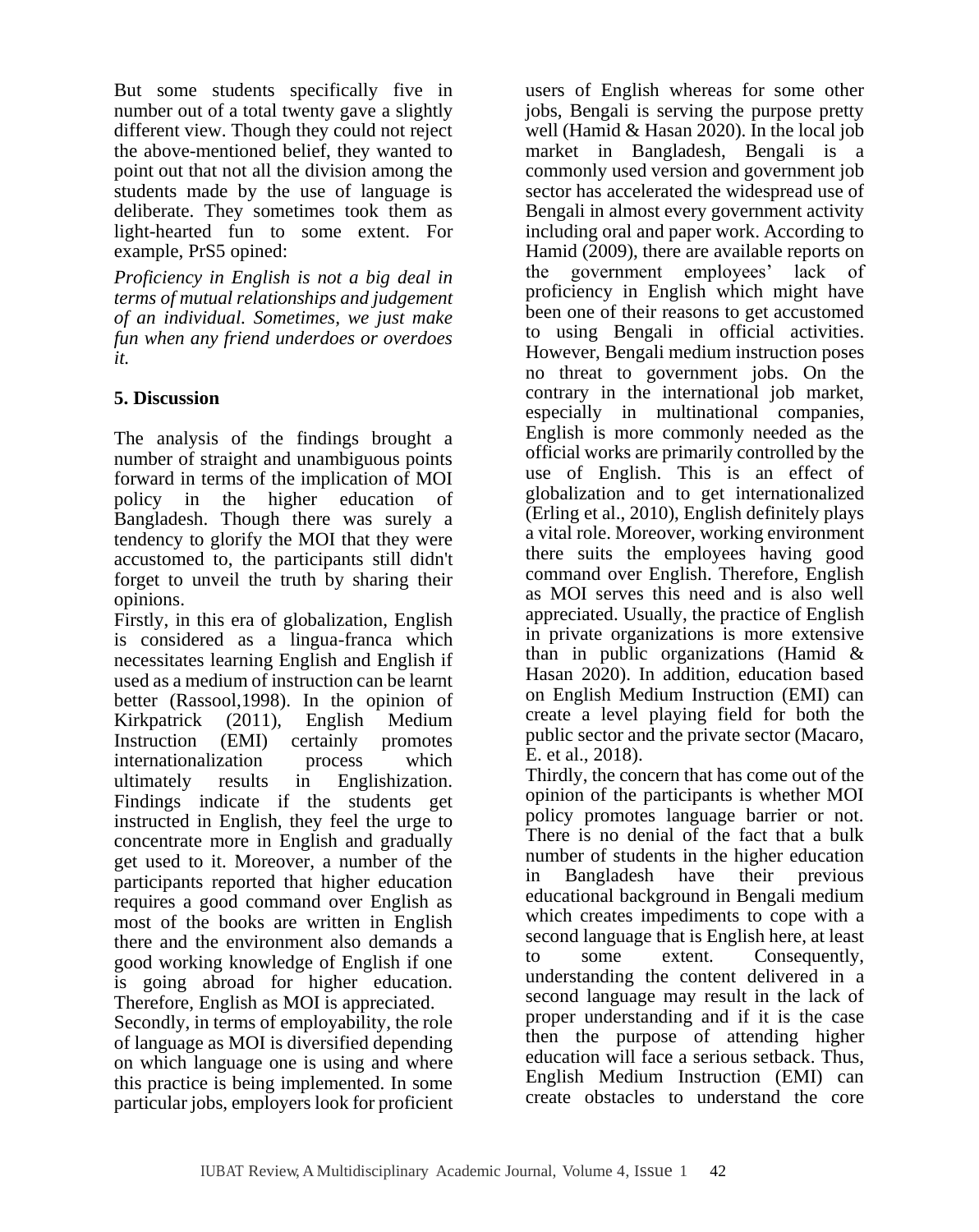But some students specifically five in number out of a total twenty gave a slightly different view. Though they could not reject the above-mentioned belief, they wanted to point out that not all the division among the students made by the use of language is deliberate. They sometimes took them as light-hearted fun to some extent. For example, PrS5 opined:

*Proficiency in English is not a big deal in terms of mutual relationships and judgement of an individual. Sometimes, we just make fun when any friend underdoes or overdoes it.*

## 5. Discussion

The analysis of the findings brought a number of straight and unambiguous points forward in terms of the implication of MOI policy in the higher education of Bangladesh. Though there was surely a tendency to glorify the MOI that they were accustomed to, the participants still didn't forget to unveil the truth by sharing their opinions.

Firstly, in this era of globalization, English is considered as a lingua-franca which necessitates learning English and English if used as a medium of instruction can be learnt better (Rassool,1998). In the opinion of Kirkpatrick (2011), English Medium Instruction (EMI) certainly promotes internationalization process which ultimately results in Englishization. Findings indicate if the students get instructed in English, they feel the urge to concentrate more in English and gradually get used to it. Moreover, a number of the participants reported that higher education requires a good command over English as most of the books are written in English there and the environment also demands a good working knowledge of English if one is going abroad for higher education. Therefore, English as MOI is appreciated.

Secondly, in terms of employability, the role of language as MOI is diversified depending on which language one is using and where this practice is being implemented. In some particular jobs, employers look for proficient users of English whereas for some other jobs, Bengali is serving the purpose pretty well (Hamid & Hasan 2020). In the local job market in Bangladesh, Bengali is a commonly used version and government job sector has accelerated the widespread use of Bengali in almost every government activity including oral and paper work. According to Hamid (2009), there are available reports on the government employees' lack of proficiency in English which might have been one of their reasons to get accustomed to using Bengali in official activities. However, Bengali medium instruction poses no threat to government jobs. On the contrary in the international job market, especially in multinational companies, English is more commonly needed as the official works are primarily controlled by the use of English. This is an effect of globalization and to get internationalized (Erling et al., 2010), English definitely plays a vital role. Moreover, working environment there suits the employees having good command over English. Therefore, English as MOI serves this need and is also well appreciated. Usually, the practice of English in private organizations is more extensive than in public organizations (Hamid & Hasan 2020). In addition, education based on English Medium Instruction (EMI) can create a level playing field for both the public sector and the private sector (Macaro, E. et al., 2018).

Thirdly, the concern that has come out of the opinion of the participants is whether MOI policy promotes language barrier or not. There is no denial of the fact that a bulk number of students in the higher education in Bangladesh have their previous educational background in Bengali medium which creates impediments to cope with a second language that is English here, at least to some extent. Consequently, understanding the content delivered in a second language may result in the lack of proper understanding and if it is the case then the purpose of attending higher education will face a serious setback. Thus, English Medium Instruction (EMI) can create obstacles to understand the core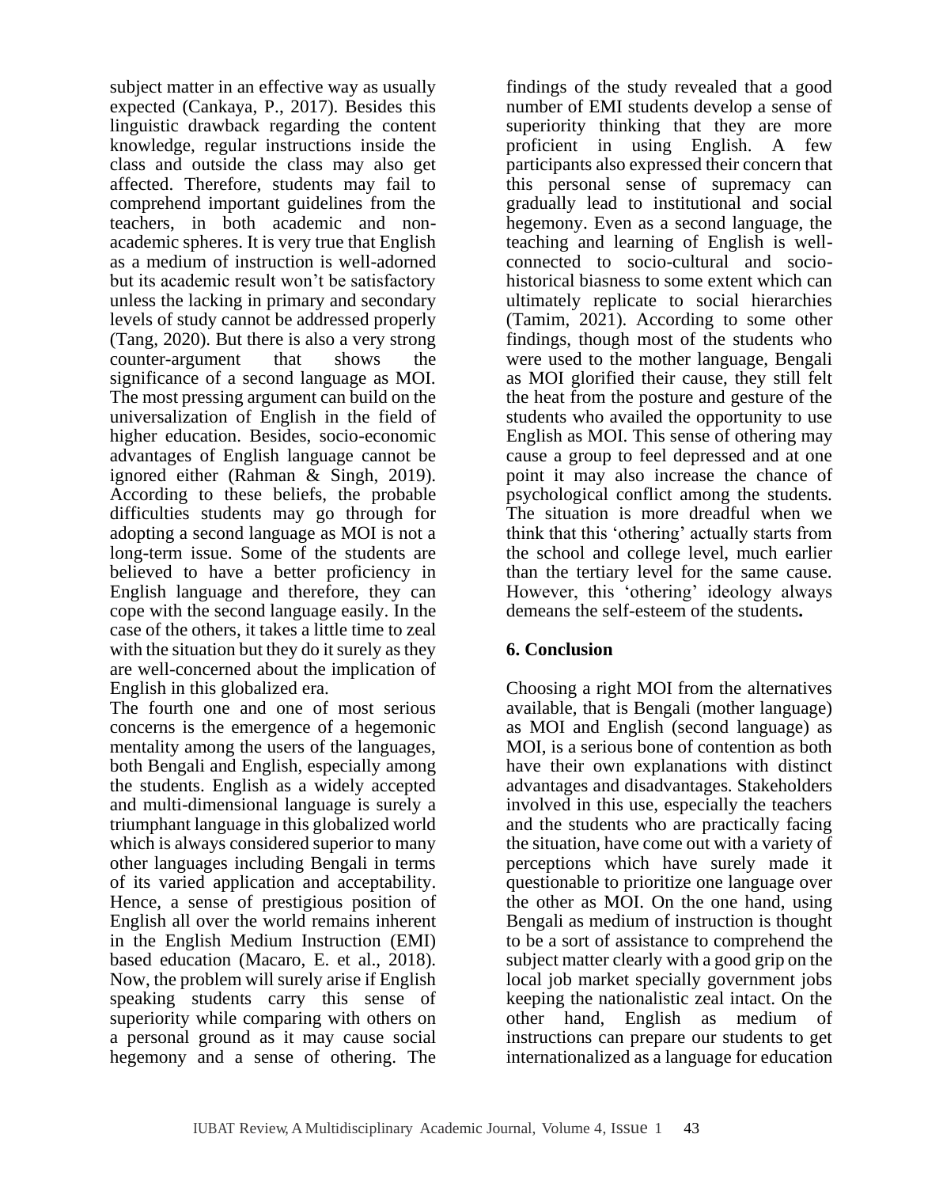subject matter in an effective way as usually expected (Cankaya, P., 2017). Besides this linguistic drawback regarding the content knowledge, regular instructions inside the class and outside the class may also get affected. Therefore, students may fail to comprehend important guidelines from the teachers, in both academic and non-academic spheres. It is very true that English as a medium of instruction is well-adorned but its academic result won't be satisfactory unless the lacking in primary and secondary levels of study cannot be addressed properly (Tang, 2020). But there is also a very strong counter-argument that shows the significance of a second language as MOI. The most pressing argument can build on the universalization of English in the field of higher education. Besides, socio-economic advantages of English language cannot be ignored either (Rahman & Singh, 2019). According to these beliefs, the probable difficulties students may go through for adopting a second language as MOI is not a long-term issue. Some of the students are believed to have a better proficiency in English language and therefore, they can cope with the second language easily. In the case of the others, it takes a little time to zeal with the situation but they do it surely as they are well-concerned about the implication of English in this globalized era.

The fourth one and one of most serious concerns is the emergence of a hegemonic mentality among the users of the languages, both Bengali and English, especially among the students. English as a widely accepted and multi-dimensional language is surely a triumphant language in this globalized world which is always considered superior to many other languages including Bengali in terms of its varied application and acceptability. Hence, a sense of prestigious position of English all over the world remains inherent in the English Medium Instruction (EMI) based education (Macaro, E. et al., 2018). Now, the problem will surely arise if English speaking students carry this sense of superiority while comparing with others on a personal ground as it may cause social hegemony and a sense of othering. The findings of the study revealed that a good number of EMI students develop a sense of superiority thinking that they are more proficient in using English. A few participants also expressed their concern that this personal sense of supremacy can gradually lead to institutional and social hegemony. Even as a second language, the teaching and learning of English is well-connected to socio-cultural and socio-historical biasness to some extent which can ultimately replicate to social hierarchies (Tamim, 2021). According to some other findings, though most of the students who were used to the mother language, Bengali as MOI glorified their cause, they still felt the heat from the posture and gesture of the students who availed the opportunity to use English as MOI. This sense of othering may cause a group to feel depressed and at one point it may also increase the chance of psychological conflict among the students. The situation is more dreadful when we think that this 'othering' actually starts from the school and college level, much earlier than the tertiary level for the same cause. However, this 'othering' ideology always demeans the self-esteem of the students.

## 6. Conclusion

Choosing a right MOI from the alternatives available, that is Bengali (mother language) as MOI and English (second language) as MOI, is a serious bone of contention as both have their own explanations with distinct advantages and disadvantages. Stakeholders involved in this use, especially the teachers and the students who are practically facing the situation, have come out with a variety of perceptions which have surely made it questionable to prioritize one language over the other as MOI. On the one hand, using Bengali as medium of instruction is thought to be a sort of assistance to comprehend the subject matter clearly with a good grip on the local job market specially government jobs keeping the nationalistic zeal intact. On the other hand, English as medium of instructions can prepare our students to get internationalized as a language for education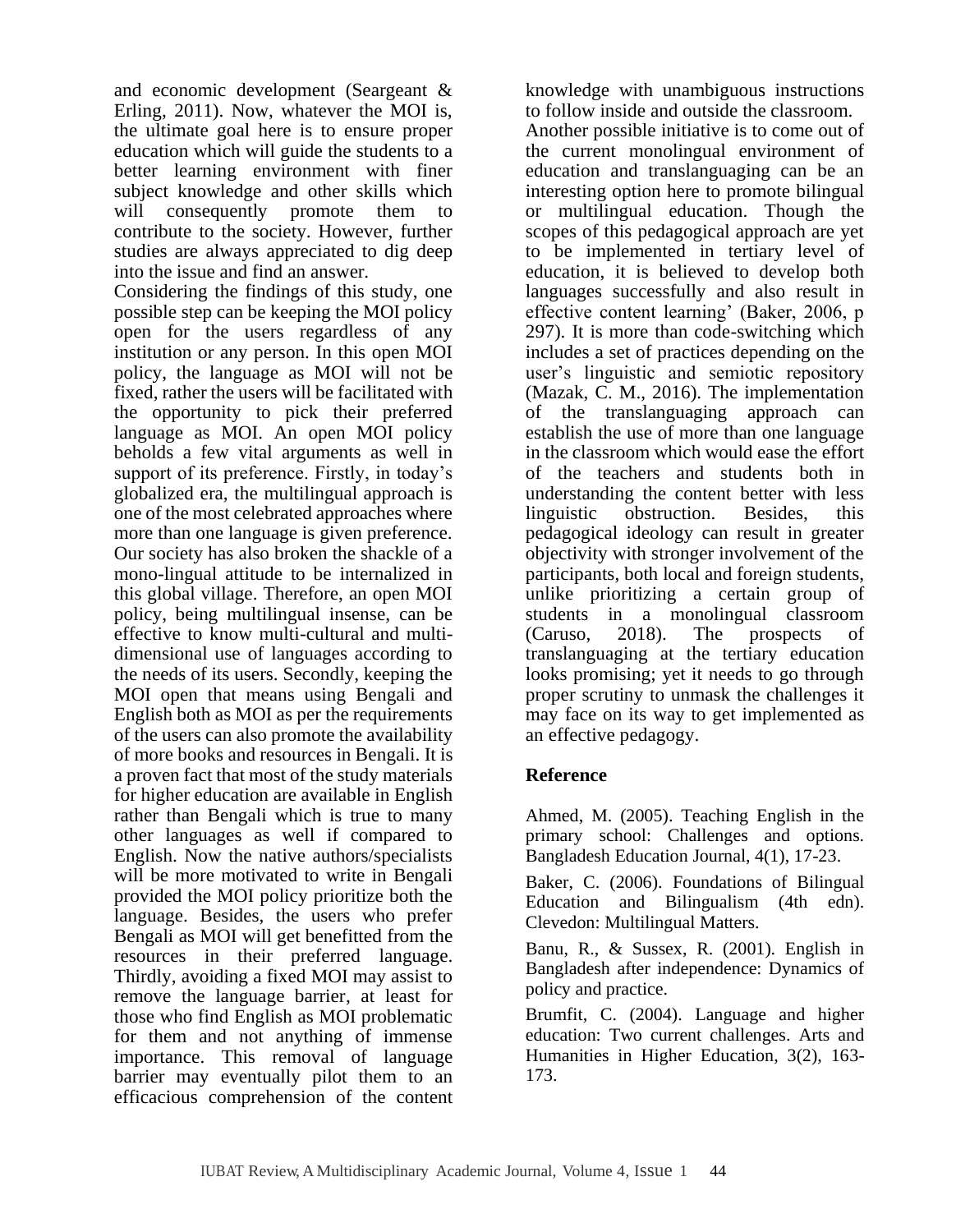and economic development (Seargeant & Erling, 2011). Now, whatever the MOI is, the ultimate goal here is to ensure proper education which will guide the students to a better learning environment with finer subject knowledge and other skills which will consequently promote them to contribute to the society. However, further studies are always appreciated to dig deep into the issue and find an answer.

Considering the findings of this study, one possible step can be keeping the MOI policy open for the users regardless of any institution or any person. In this open MOI policy, the language as MOI will not be fixed, rather the users will be facilitated with the opportunity to pick their preferred language as MOI. An open MOI policy beholds a few vital arguments as well in support of its preference. Firstly, in today's globalized era, the multilingual approach is one of the most celebrated approaches where more than one language is given preference. Our society has also broken the shackle of a mono-lingual attitude to be internalized in this global village. Therefore, an open MOI policy, being multilingual insense, can be effective to know multi-cultural and multi-dimensional use of languages according to the needs of its users. Secondly, keeping the MOI open that means using Bengali and English both as MOI as per the requirements of the users can also promote the availability of more books and resources in Bengali. It is a proven fact that most of the study materials for higher education are available in English rather than Bengali which is true to many other languages as well if compared to English. Now the native authors/specialists will be more motivated to write in Bengali provided the MOI policy prioritize both the language. Besides, the users who prefer Bengali as MOI will get benefitted from the resources in their preferred language. Thirdly, avoiding a fixed MOI may assist to remove the language barrier, at least for those who find English as MOI problematic for them and not anything of immense importance. This removal of language barrier may eventually pilot them to an efficacious comprehension of the content knowledge with unambiguous instructions to follow inside and outside the classroom.

Another possible initiative is to come out of the current monolingual environment of education and translanguaging can be an interesting option here to promote bilingual or multilingual education. Though the scopes of this pedagogical approach are yet to be implemented in tertiary level of education, it is believed to develop both languages successfully and also result in effective content learning' (Baker, 2006, p 297). It is more than code-switching which includes a set of practices depending on the user's linguistic and semiotic repository (Mazak, C. M., 2016). The implementation of the translanguaging approach can establish the use of more than one language in the classroom which would ease the effort of the teachers and students both in understanding the content better with less linguistic obstruction. Besides, this pedagogical ideology can result in greater objectivity with stronger involvement of the participants, both local and foreign students, unlike prioritizing a certain group of students in a monolingual classroom (Caruso, 2018). The prospects of translanguaging at the tertiary education looks promising; yet it needs to go through proper scrutiny to unmask the challenges it may face on its way to get implemented as an effective pedagogy.

## Reference

Ahmed, M. (2005). Teaching English in the primary school: Challenges and options. Bangladesh Education Journal, 4(1), 17-23.

Baker, C. (2006). Foundations of Bilingual Education and Bilingualism (4th edn). Clevedon: Multilingual Matters.

Banu, R., & Sussex, R. (2001). English in Bangladesh after independence: Dynamics of policy and practice.

Brumfit, C. (2004). Language and higher education: Two current challenges. Arts and Humanities in Higher Education, 3(2), 163-173.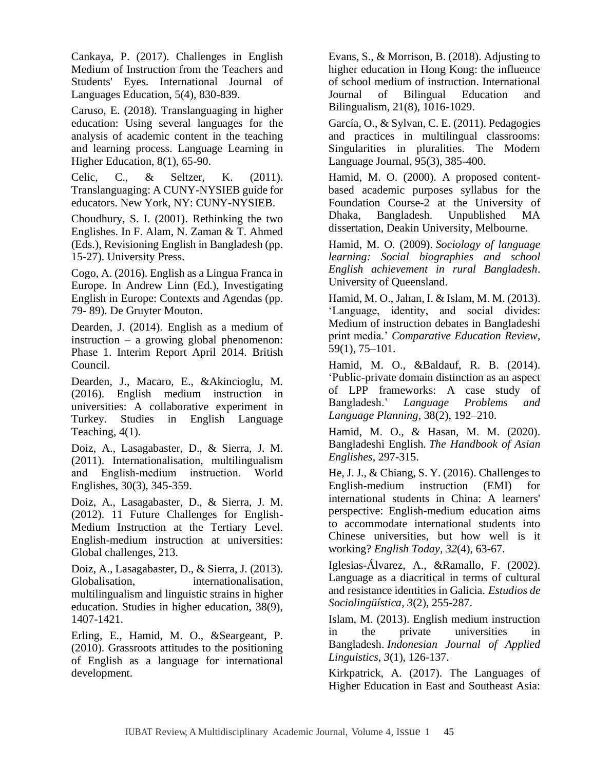Cankaya, P. (2017). Challenges in English Medium of Instruction from the Teachers and Students' Eyes. International Journal of Languages Education, 5(4), 830-839.

Caruso, E. (2018). Translanguaging in higher education: Using several languages for the analysis of academic content in the teaching and learning process. Language Learning in Higher Education, 8(1), 65-90.

Celic, C., & Seltzer, K. (2011). Translanguaging: A CUNY-NYSIEB guide for educators. New York, NY: CUNY-NYSIEB.

Choudhury, S. I. (2001). Rethinking the two Englishes. In F. Alam, N. Zaman & T. Ahmed (Eds.), Revisioning English in Bangladesh (pp. 15-27). University Press.

Cogo, A. (2016). English as a Lingua Franca in Europe. In Andrew Linn (Ed.), Investigating English in Europe: Contexts and Agendas (pp. 79- 89). De Gruyter Mouton.

Dearden, J. (2014). English as a medium of instruction – a growing global phenomenon: Phase 1. Interim Report April 2014. British Council.

Dearden, J., Macaro, E., &Akincioglu, M. (2016). English medium instruction in universities: A collaborative experiment in Turkey. Studies in English Language Teaching, 4(1).

Doiz, A., Lasagabaster, D., & Sierra, J. M. (2011). Internationalisation, multilingualism and English-medium instruction. World Englishes, 30(3), 345-359.

Doiz, A., Lasagabaster, D., & Sierra, J. M. (2012). 11 Future Challenges for English-Medium Instruction at the Tertiary Level. English-medium instruction at universities: Global challenges, 213.

Doiz, A., Lasagabaster, D., & Sierra, J. (2013). Globalisation, internationalisation, multilingualism and linguistic strains in higher education. Studies in higher education, 38(9), 1407-1421.

Erling, E., Hamid, M. O., &Seargeant, P. (2010). Grassroots attitudes to the positioning of English as a language for international development.

Evans, S., & Morrison, B. (2018). Adjusting to higher education in Hong Kong: the influence of school medium of instruction. International Journal of Bilingual Education and Bilingualism, 21(8), 1016-1029.

García, O., & Sylvan, C. E. (2011). Pedagogies and practices in multilingual classrooms: Singularities in pluralities. The Modern Language Journal, 95(3), 385-400.

Hamid, M. O. (2000). A proposed content-based academic purposes syllabus for the Foundation Course-2 at the University of Dhaka, Bangladesh. Unpublished MA dissertation, Deakin University, Melbourne.

Hamid, M. O. (2009). *Sociology of language learning: Social biographies and school English achievement in rural Bangladesh*. University of Queensland.

Hamid, M. O., Jahan, I. & Islam, M. M. (2013). 'Language, identity, and social divides: Medium of instruction debates in Bangladeshi print media.' *Comparative Education Review*, 59(1), 75–101.

Hamid, M. O., &Baldauf, R. B. (2014). 'Public-private domain distinction as an aspect of LPP frameworks: A case study of Bangladesh.' *Language Problems and Language Planning*, 38(2), 192–210.

Hamid, M. O., & Hasan, M. M. (2020). Bangladeshi English. *The Handbook of Asian Englishes*, 297-315.

He, J. J., & Chiang, S. Y. (2016). Challenges to English-medium instruction (EMI) for international students in China: A learners' perspective: English-medium education aims to accommodate international students into Chinese universities, but how well is it working? *English Today*, *32*(4), 63-67.

Iglesias-Álvarez, A., &Ramallo, F. (2002). Language as a diacritical in terms of cultural and resistance identities in Galicia. *Estudios de Sociolingüística*, *3*(2), 255-287.

Islam, M. (2013). English medium instruction in the private universities in Bangladesh. *Indonesian Journal of Applied Linguistics*, *3*(1), 126-137.

Kirkpatrick, A. (2017). The Languages of Higher Education in East and Southeast Asia: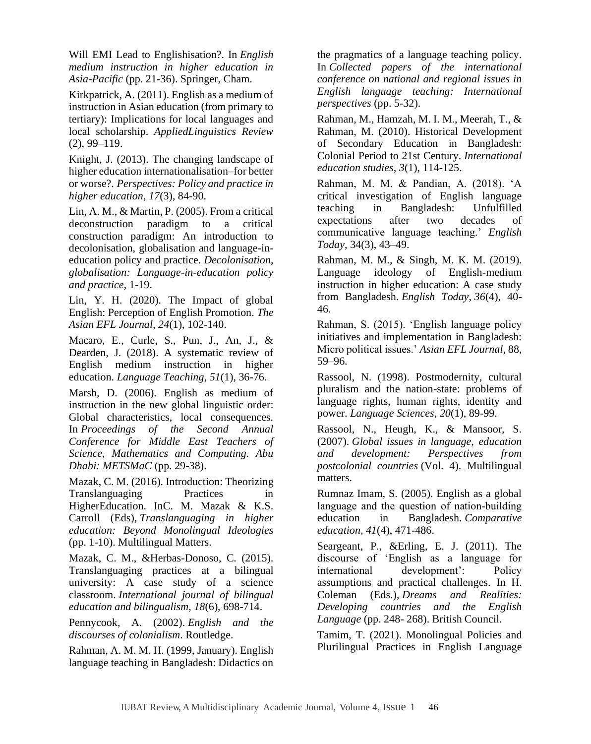Will EMI Lead to Englishisation?. In *English medium instruction in higher education in Asia-Pacific* (pp. 21-36). Springer, Cham.

Kirkpatrick, A. (2011). English as a medium of instruction in Asian education (from primary to tertiary): Implications for local languages and local scholarship. *AppliedLinguistics Review* (2), 99–119.

Knight, J. (2013). The changing landscape of higher education internationalisation–for better or worse?. *Perspectives: Policy and practice in higher education*, *17*(3), 84-90.

Lin, A. M., & Martin, P. (2005). From a critical deconstruction paradigm to a critical construction paradigm: An introduction to decolonisation, globalisation and language-in-education policy and practice. *Decolonisation, globalisation: Language-in-education policy and practice*, 1-19.

Lin, Y. H. (2020). The Impact of global English: Perception of English Promotion. *The Asian EFL Journal*, *24*(1), 102-140.

Macaro, E., Curle, S., Pun, J., An, J., & Dearden, J. (2018). A systematic review of English medium instruction in higher education. *Language Teaching*, *51*(1), 36-76.

Marsh, D. (2006). English as medium of instruction in the new global linguistic order: Global characteristics, local consequences. In *Proceedings of the Second Annual Conference for Middle East Teachers of Science, Mathematics and Computing. Abu Dhabi: METSMaC* (pp. 29-38).

Mazak, C. M. (2016). Introduction: Theorizing Translanguaging Practices in HigherEducation. InC. M. Mazak & K.S. Carroll (Eds), *Translanguaging in higher education: Beyond Monolingual Ideologies* (pp. 1-10). Multilingual Matters.

Mazak, C. M., &Herbas-Donoso, C. (2015). Translanguaging practices at a bilingual university: A case study of a science classroom. *International journal of bilingual education and bilingualism*, *18*(6), 698-714.

Pennycook, A. (2002). *English and the discourses of colonialism*. Routledge.

Rahman, A. M. M. H. (1999, January). English language teaching in Bangladesh: Didactics on the pragmatics of a language teaching policy. In *Collected papers of the international conference on national and regional issues in English language teaching: International perspectives* (pp. 5-32).

Rahman, M., Hamzah, M. I. M., Meerah, T., & Rahman, M. (2010). Historical Development of Secondary Education in Bangladesh: Colonial Period to 21st Century. *International education studies*, *3*(1), 114-125.

Rahman, M. M. & Pandian, A. (2018). 'A critical investigation of English language teaching in Bangladesh: Unfulfilled expectations after two decades of communicative language teaching.' *English Today*, 34(3), 43–49.

Rahman, M. M., & Singh, M. K. M. (2019). Language ideology of English-medium instruction in higher education: A case study from Bangladesh. *English Today*, *36*(4), 40-46.

Rahman, S. (2015). 'English language policy initiatives and implementation in Bangladesh: Micro political issues.' *Asian EFL Journal*, 88, 59–96.

Rassool, N. (1998). Postmodernity, cultural pluralism and the nation-state: problems of language rights, human rights, identity and power. *Language Sciences*, *20*(1), 89-99.

Rassool, N., Heugh, K., & Mansoor, S. (2007). *Global issues in language, education and development: Perspectives from postcolonial countries* (Vol. 4). Multilingual matters.

Rumnaz Imam, S. (2005). English as a global language and the question of nation-building education in Bangladesh. *Comparative education*, *41*(4), 471-486.

Seargeant, P., &Erling, E. J. (2011). The discourse of 'English as a language for international development': Policy assumptions and practical challenges. In H. Coleman (Eds.), *Dreams and Realities: Developing countries and the English Language* (pp. 248- 268). British Council.

Tamim, T. (2021). Monolingual Policies and Plurilingual Practices in English Language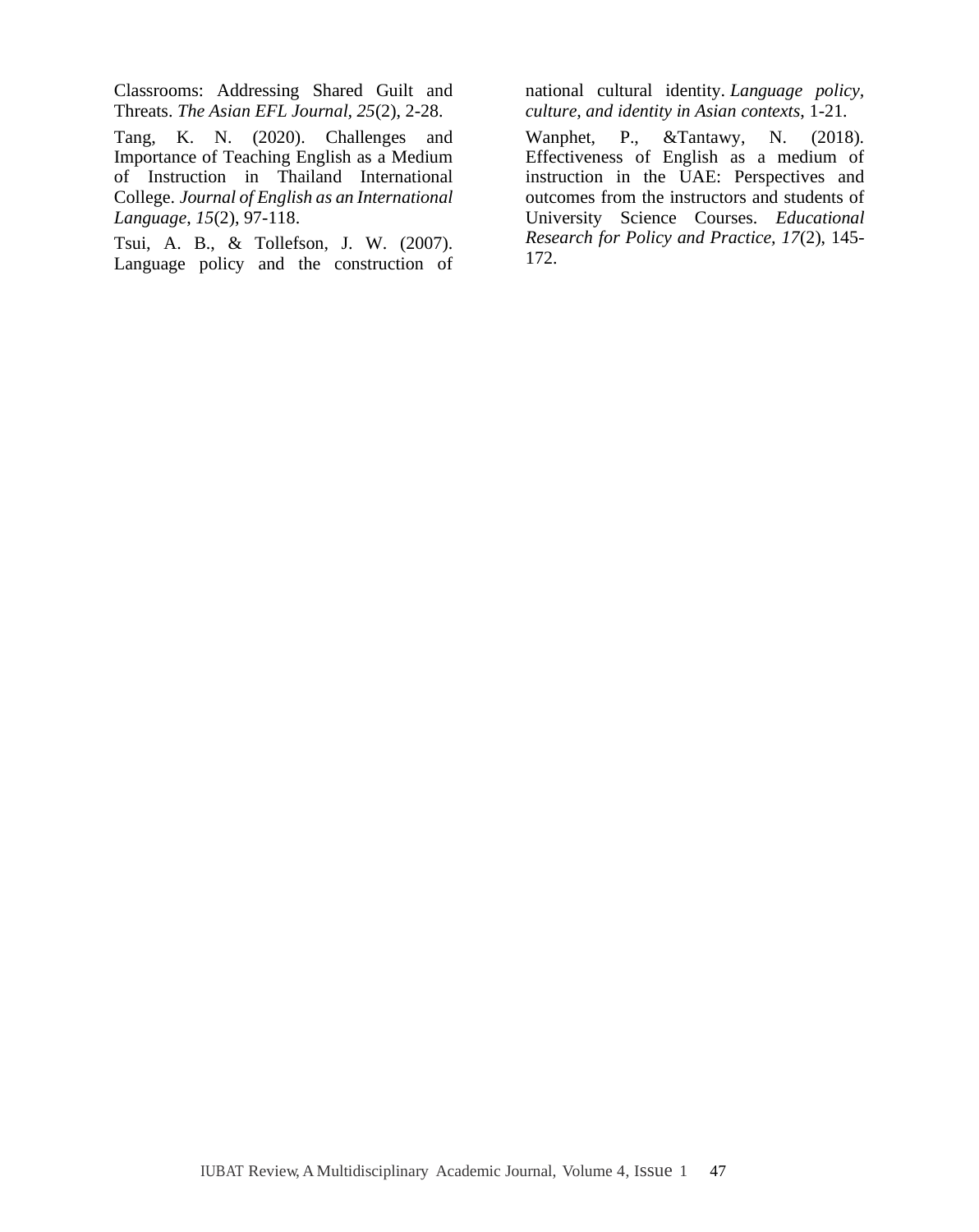Classrooms: Addressing Shared Guilt and Threats. *The Asian EFL Journal*, *25*(2), 2-28.

Tang, K. N. (2020). Challenges and Importance of Teaching English as a Medium of Instruction in Thailand International College. *Journal of English as an International Language*, *15*(2), 97-118.

Tsui, A. B., & Tollefson, J. W. (2007). Language policy and the construction of national cultural identity. *Language policy, culture, and identity in Asian contexts*, 1-21.

Wanphet, P., &Tantawy, N. (2018). Effectiveness of English as a medium of instruction in the UAE: Perspectives and outcomes from the instructors and students of University Science Courses. *Educational Research for Policy and Practice*, *17*(2), 145-172.